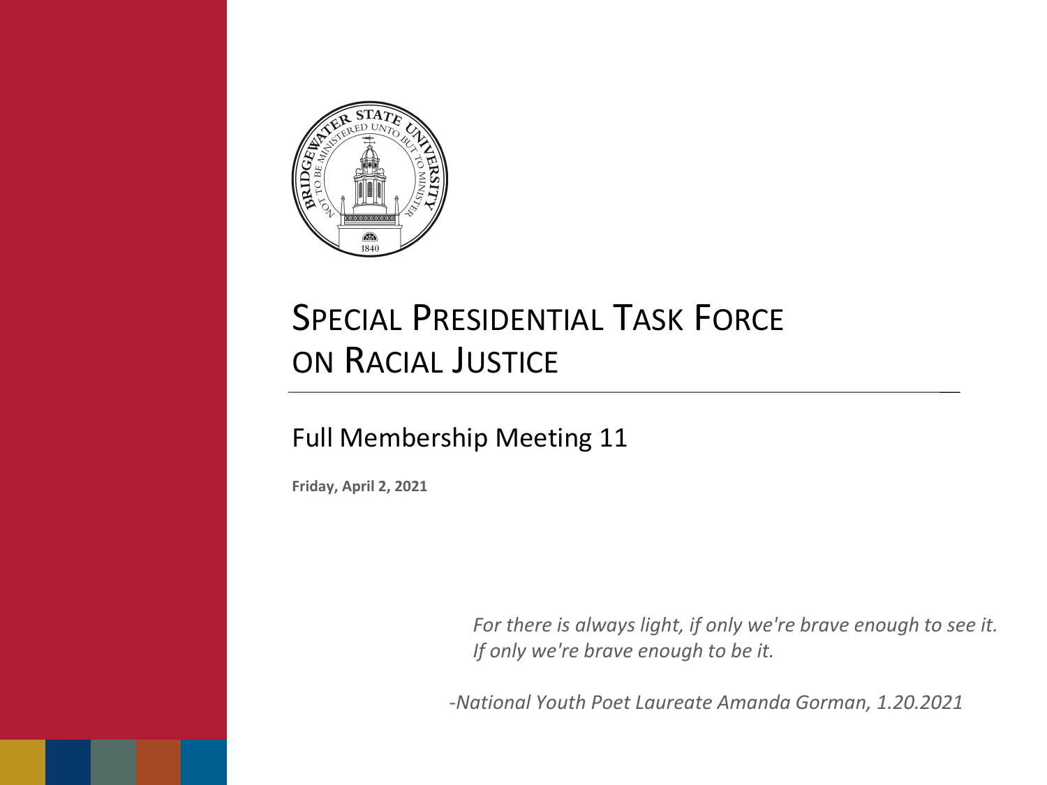# Special Presidential Task Force on Racial Justice

## Full Membership Meeting 11

**Friday, April 2, 2021**

*For there is always light, if only we're brave enough to see it.*
*If only we're brave enough to be it.*

*-National Youth Poet Laureate Amanda Gorman, 1.20.2021*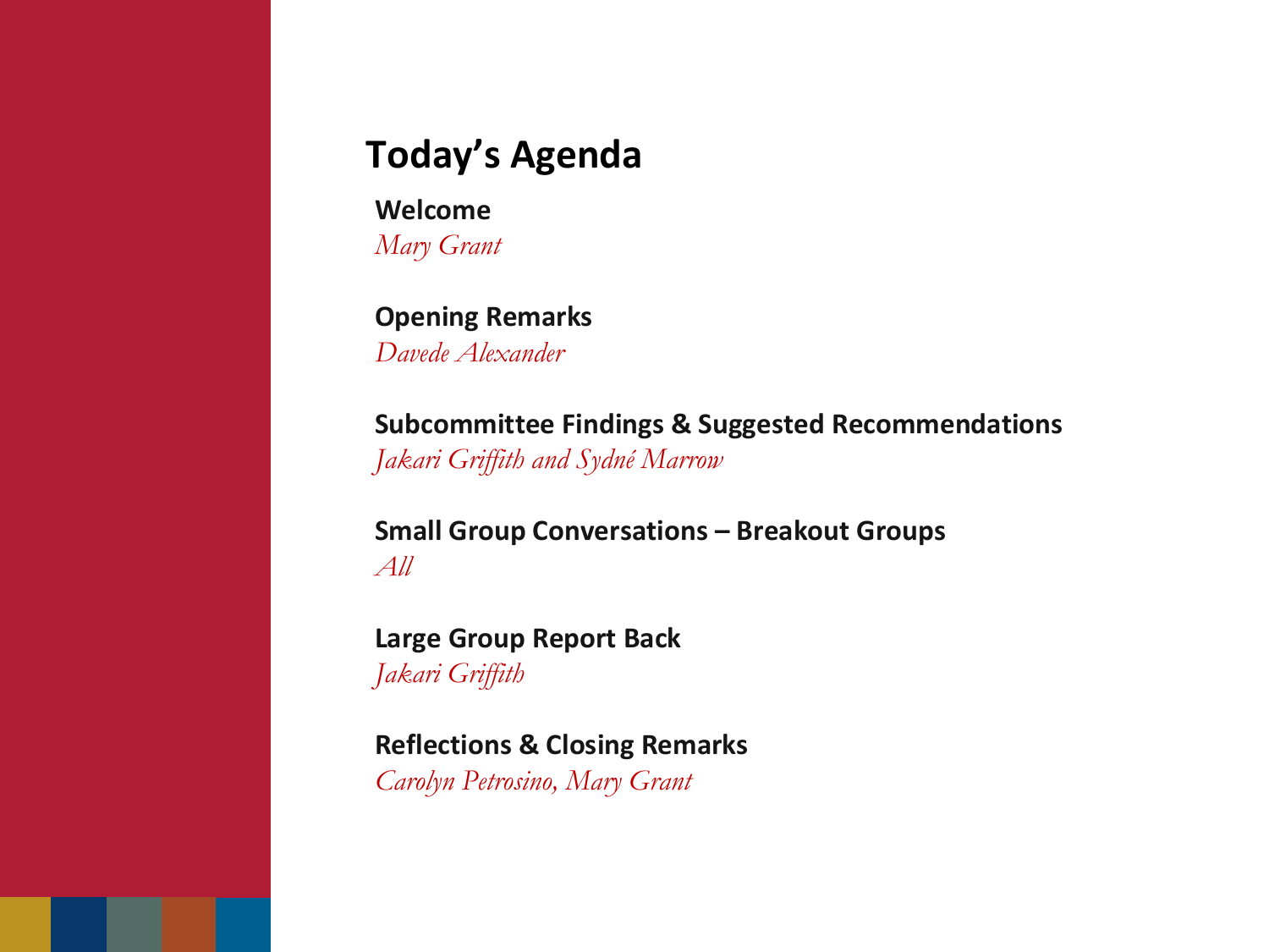# Today's Agenda

**Welcome**
*Mary Grant*

**Opening Remarks**
*Davede Alexander*

**Subcommittee Findings & Suggested Recommendations**
*Jakari Griffith and Sydné Marrow*

**Small Group Conversations – Breakout Groups**
*All*

**Large Group Report Back**
*Jakari Griffith*

**Reflections & Closing Remarks**
*Carolyn Petrosino, Mary Grant*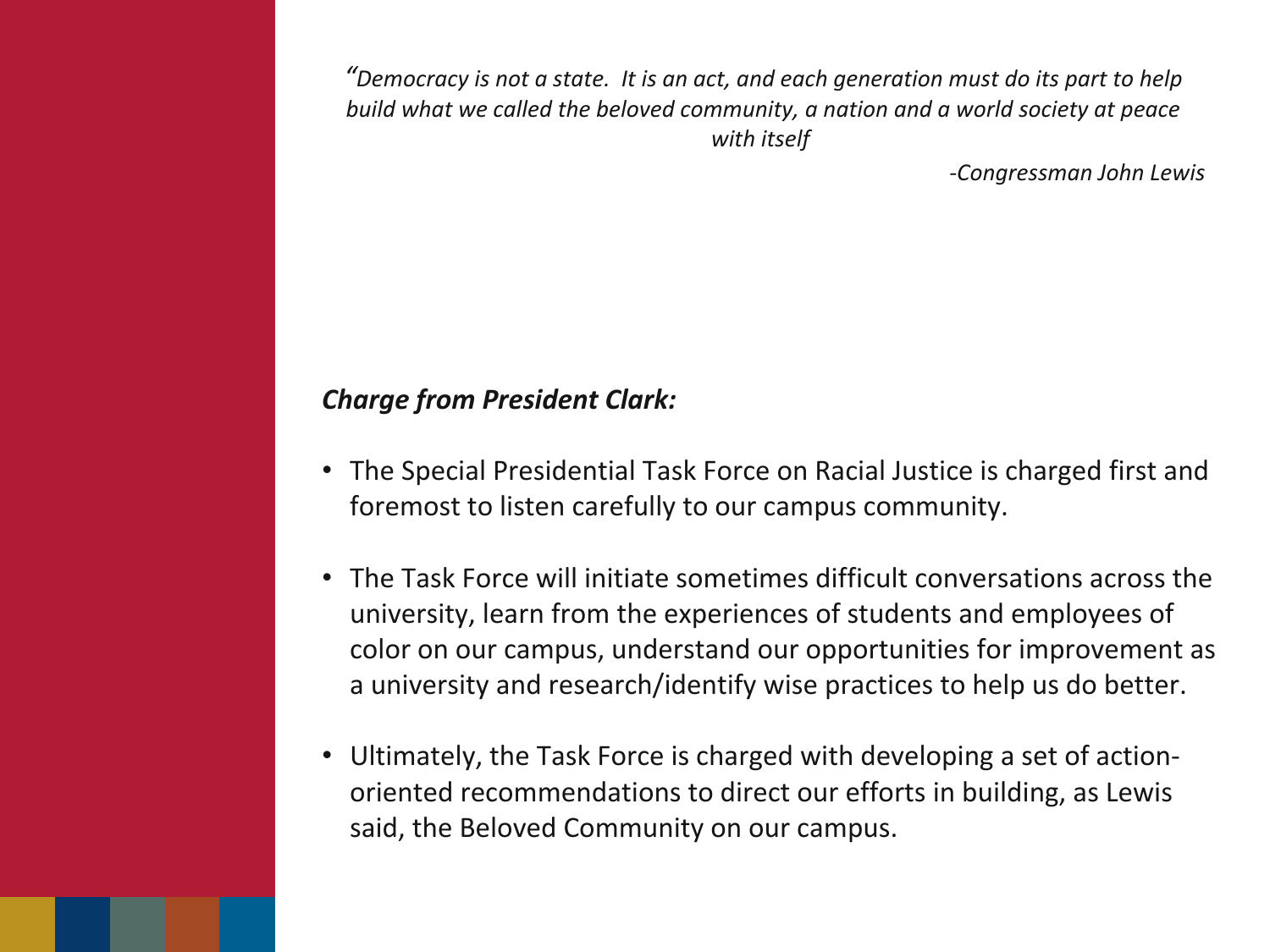*"Democracy is not a state. It is an act, and each generation must do its part to help build what we called the beloved community, a nation and a world society at peace with itself*

*-Congressman John Lewis*

***Charge from President Clark:***

- The Special Presidential Task Force on Racial Justice is charged first and foremost to listen carefully to our campus community.
- The Task Force will initiate sometimes difficult conversations across the university, learn from the experiences of students and employees of color on our campus, understand our opportunities for improvement as a university and research/identify wise practices to help us do better.
- Ultimately, the Task Force is charged with developing a set of action-oriented recommendations to direct our efforts in building, as Lewis said, the Beloved Community on our campus.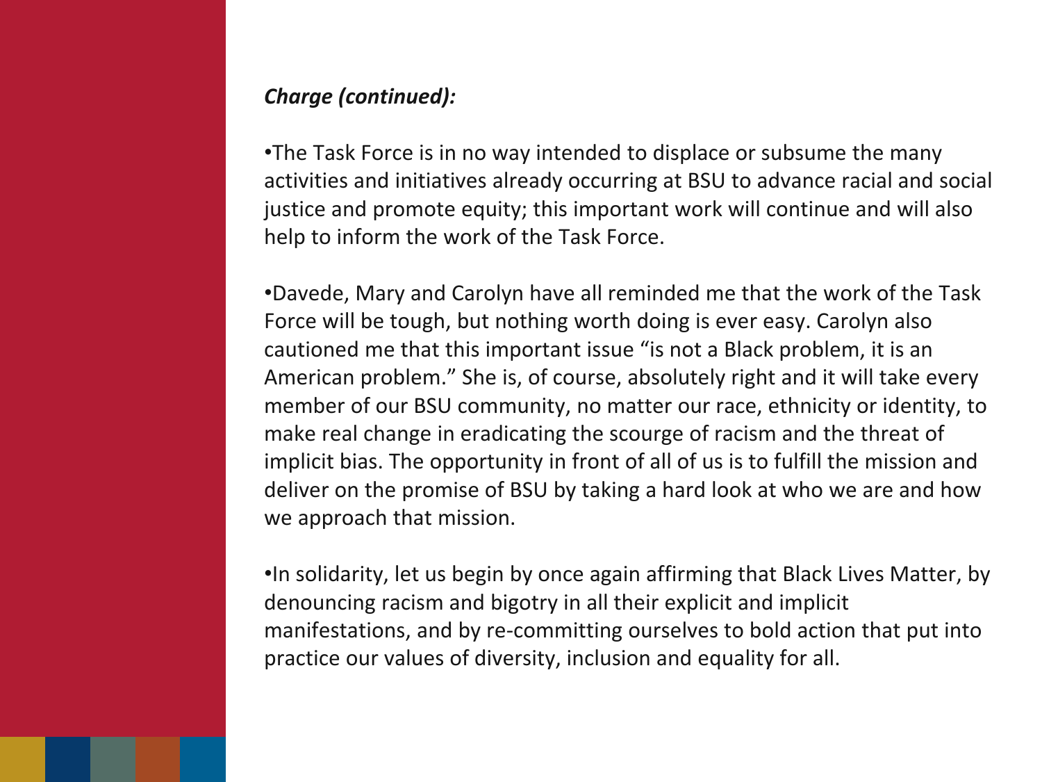***Charge (continued):***

- The Task Force is in no way intended to displace or subsume the many activities and initiatives already occurring at BSU to advance racial and social justice and promote equity; this important work will continue and will also help to inform the work of the Task Force.

- Davede, Mary and Carolyn have all reminded me that the work of the Task Force will be tough, but nothing worth doing is ever easy. Carolyn also cautioned me that this important issue "is not a Black problem, it is an American problem." She is, of course, absolutely right and it will take every member of our BSU community, no matter our race, ethnicity or identity, to make real change in eradicating the scourge of racism and the threat of implicit bias. The opportunity in front of all of us is to fulfill the mission and deliver on the promise of BSU by taking a hard look at who we are and how we approach that mission.

- In solidarity, let us begin by once again affirming that Black Lives Matter, by denouncing racism and bigotry in all their explicit and implicit manifestations, and by re-committing ourselves to bold action that put into practice our values of diversity, inclusion and equality for all.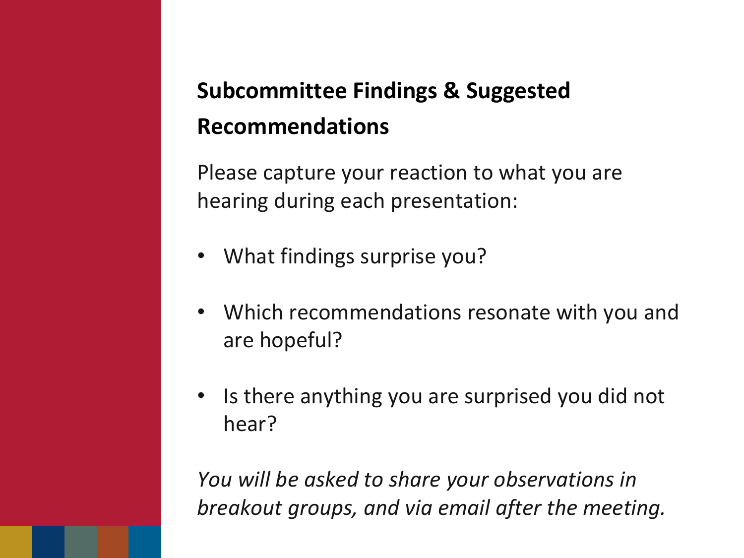## Subcommittee Findings & Suggested Recommendations

Please capture your reaction to what you are hearing during each presentation:

- What findings surprise you?
- Which recommendations resonate with you and are hopeful?
- Is there anything you are surprised you did not hear?

*You will be asked to share your observations in breakout groups, and via email after the meeting.*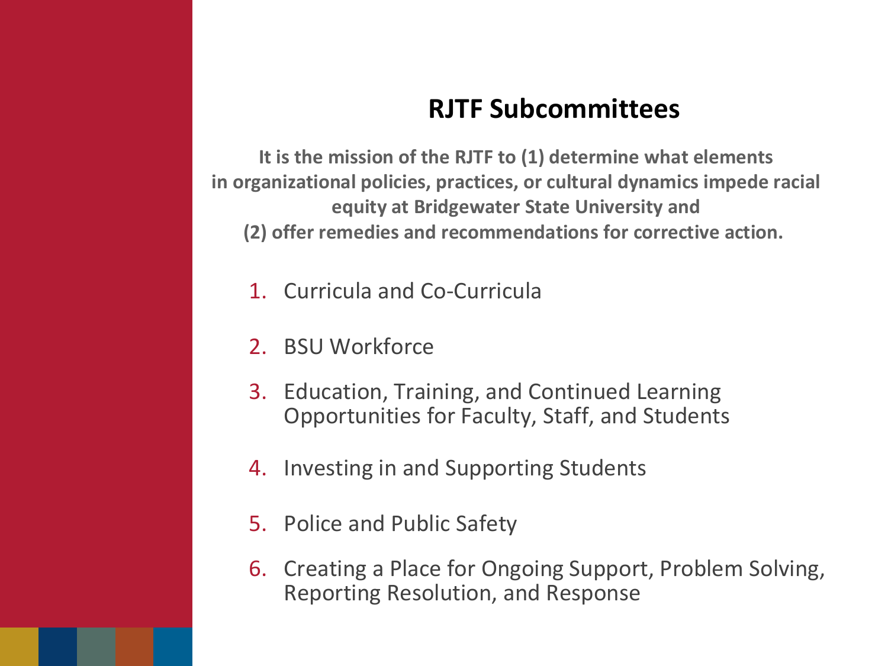# RJTF Subcommittees

**It is the mission of the RJTF to (1) determine what elements in organizational policies, practices, or cultural dynamics impede racial equity at Bridgewater State University and (2) offer remedies and recommendations for corrective action.**

1. Curricula and Co-Curricula
2. BSU Workforce
3. Education, Training, and Continued Learning Opportunities for Faculty, Staff, and Students
4. Investing in and Supporting Students
5. Police and Public Safety
6. Creating a Place for Ongoing Support, Problem Solving, Reporting Resolution, and Response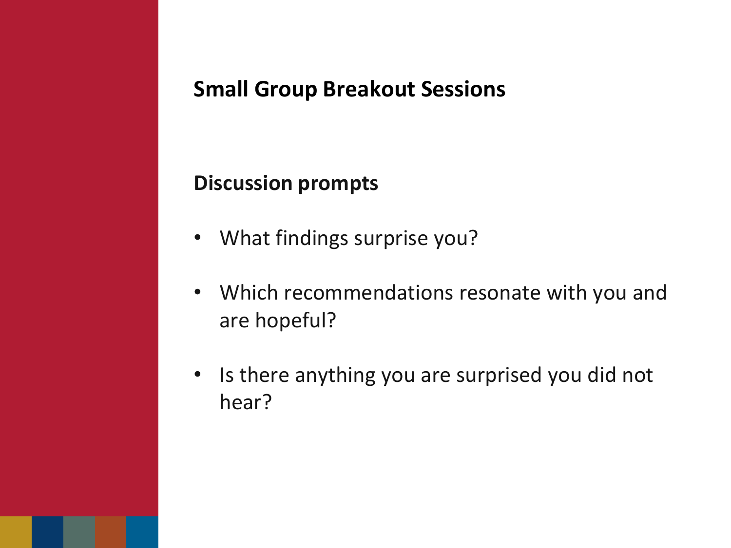## Small Group Breakout Sessions

### Discussion prompts

- What findings surprise you?
- Which recommendations resonate with you and are hopeful?
- Is there anything you are surprised you did not hear?